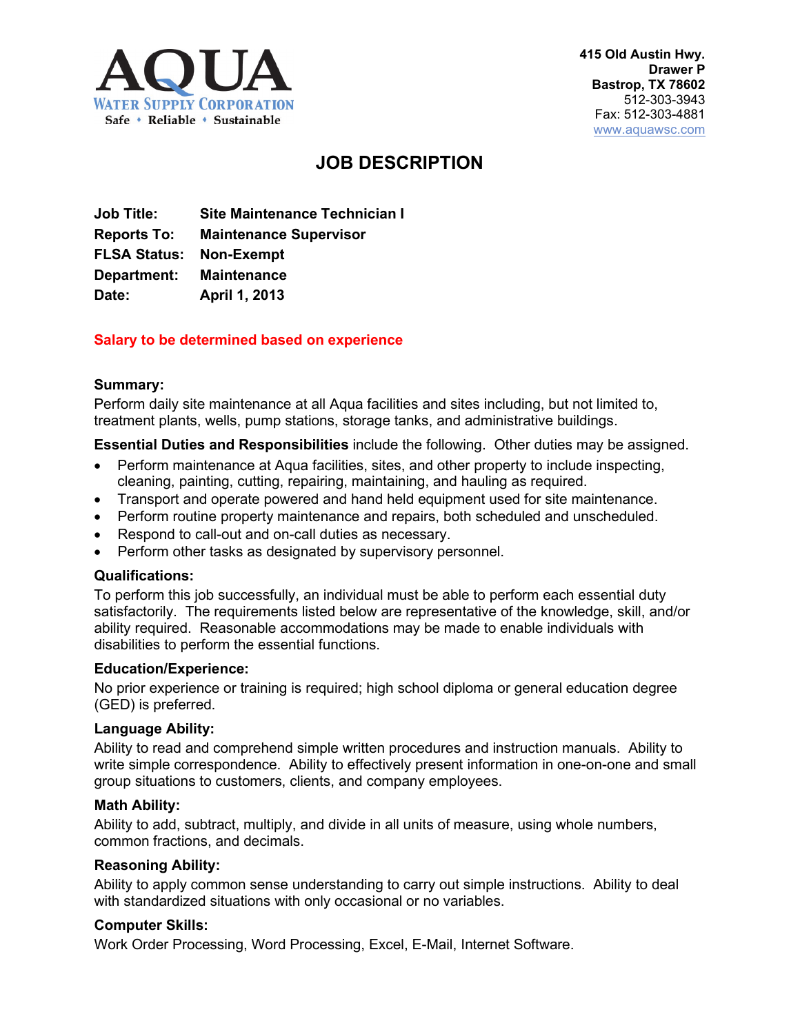**AQUA**
**WATER SUPPLY CORPORATION**
Safe • Reliable • Sustainable

**415 Old Austin Hwy.**
**Drawer P**
**Bastrop, TX 78602**
512-303-3943
Fax: 512-303-4881
www.aquawsc.com

# JOB DESCRIPTION

| | |
|---|---|
| **Job Title:** | **Site Maintenance Technician I** |
| **Reports To:** | **Maintenance Supervisor** |
| **FLSA Status:** | **Non-Exempt** |
| **Department:** | **Maintenance** |
| **Date:** | **April 1, 2013** |

**Salary to be determined based on experience**

### Summary:

Perform daily site maintenance at all Aqua facilities and sites including, but not limited to, treatment plants, wells, pump stations, storage tanks, and administrative buildings.

**Essential Duties and Responsibilities** include the following. Other duties may be assigned.

- Perform maintenance at Aqua facilities, sites, and other property to include inspecting, cleaning, painting, cutting, repairing, maintaining, and hauling as required.
- Transport and operate powered and hand held equipment used for site maintenance.
- Perform routine property maintenance and repairs, both scheduled and unscheduled.
- Respond to call-out and on-call duties as necessary.
- Perform other tasks as designated by supervisory personnel.

### Qualifications:

To perform this job successfully, an individual must be able to perform each essential duty satisfactorily. The requirements listed below are representative of the knowledge, skill, and/or ability required. Reasonable accommodations may be made to enable individuals with disabilities to perform the essential functions.

### Education/Experience:

No prior experience or training is required; high school diploma or general education degree (GED) is preferred.

### Language Ability:

Ability to read and comprehend simple written procedures and instruction manuals. Ability to write simple correspondence. Ability to effectively present information in one-on-one and small group situations to customers, clients, and company employees.

### Math Ability:

Ability to add, subtract, multiply, and divide in all units of measure, using whole numbers, common fractions, and decimals.

### Reasoning Ability:

Ability to apply common sense understanding to carry out simple instructions. Ability to deal with standardized situations with only occasional or no variables.

### Computer Skills:

Work Order Processing, Word Processing, Excel, E-Mail, Internet Software.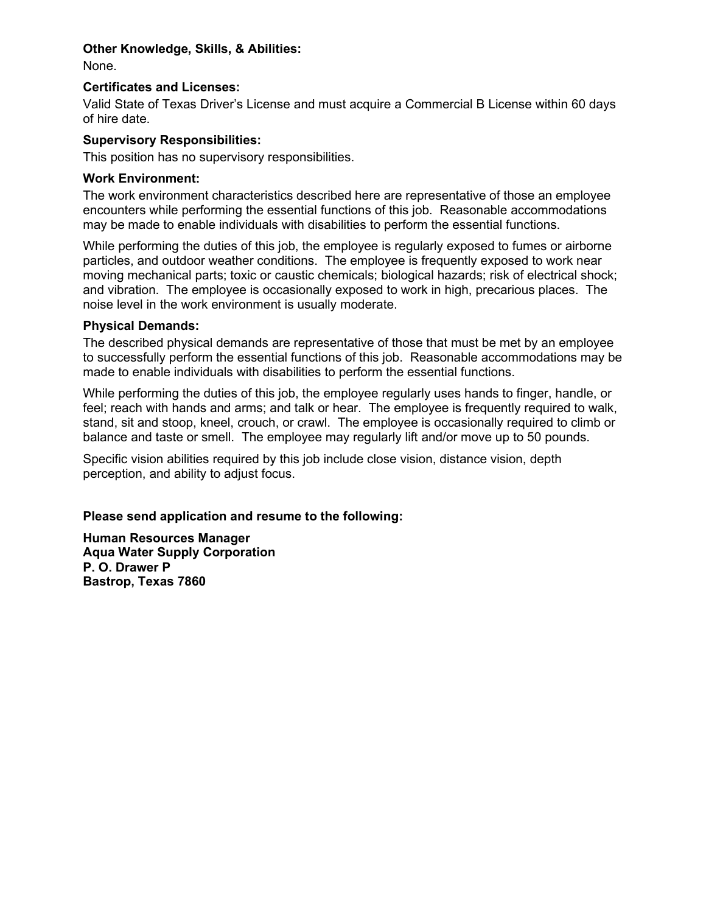**Other Knowledge, Skills, & Abilities:**

None.

**Certificates and Licenses:**

Valid State of Texas Driver's License and must acquire a Commercial B License within 60 days of hire date.

**Supervisory Responsibilities:**

This position has no supervisory responsibilities.

**Work Environment:**

The work environment characteristics described here are representative of those an employee encounters while performing the essential functions of this job. Reasonable accommodations may be made to enable individuals with disabilities to perform the essential functions.

While performing the duties of this job, the employee is regularly exposed to fumes or airborne particles, and outdoor weather conditions. The employee is frequently exposed to work near moving mechanical parts; toxic or caustic chemicals; biological hazards; risk of electrical shock; and vibration. The employee is occasionally exposed to work in high, precarious places. The noise level in the work environment is usually moderate.

**Physical Demands:**

The described physical demands are representative of those that must be met by an employee to successfully perform the essential functions of this job. Reasonable accommodations may be made to enable individuals with disabilities to perform the essential functions.

While performing the duties of this job, the employee regularly uses hands to finger, handle, or feel; reach with hands and arms; and talk or hear. The employee is frequently required to walk, stand, sit and stoop, kneel, crouch, or crawl. The employee is occasionally required to climb or balance and taste or smell. The employee may regularly lift and/or move up to 50 pounds.

Specific vision abilities required by this job include close vision, distance vision, depth perception, and ability to adjust focus.

**Please send application and resume to the following:**

**Human Resources Manager**
**Aqua Water Supply Corporation**
**P. O. Drawer P**
**Bastrop, Texas 7860**